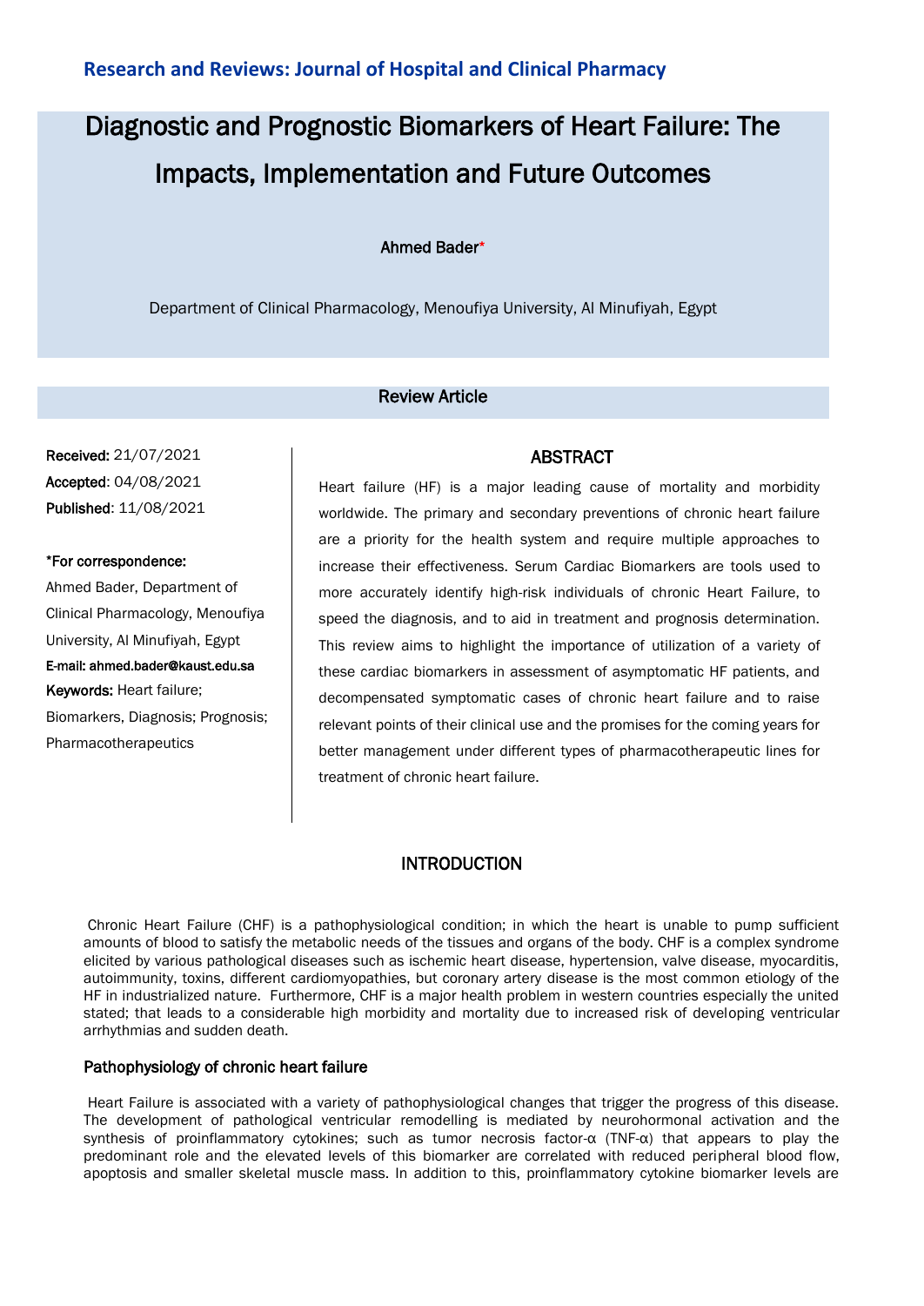**Research and Reviews: Journal of Hospital and Clinical Pharmacy**

# Diagnostic and Prognostic Biomarkers of Heart Failure: The Impacts, Implementation and Future Outcomes

Ahmed Bader*

Department of Clinical Pharmacology, Menoufiya University, Al Minufiyah, Egypt

Review Article

**Received:** 21/07/2021
**Accepted**: 04/08/2021
**Published**: 11/08/2021

**\*For correspondence:**
Ahmed Bader, Department of Clinical Pharmacology, Menoufiya University, Al Minufiyah, Egypt
**E-mail: ahmed.bader@kaust.edu.sa**

**Keywords:** Heart failure; Biomarkers, Diagnosis; Prognosis; Pharmacotherapeutics

## ABSTRACT

Heart failure (HF) is a major leading cause of mortality and morbidity worldwide. The primary and secondary preventions of chronic heart failure are a priority for the health system and require multiple approaches to increase their effectiveness. Serum Cardiac Biomarkers are tools used to more accurately identify high-risk individuals of chronic Heart Failure, to speed the diagnosis, and to aid in treatment and prognosis determination. This review aims to highlight the importance of utilization of a variety of these cardiac biomarkers in assessment of asymptomatic HF patients, and decompensated symptomatic cases of chronic heart failure and to raise relevant points of their clinical use and the promises for the coming years for better management under different types of pharmacotherapeutic lines for treatment of chronic heart failure.

## INTRODUCTION

Chronic Heart Failure (CHF) is a pathophysiological condition; in which the heart is unable to pump sufficient amounts of blood to satisfy the metabolic needs of the tissues and organs of the body. CHF is a complex syndrome elicited by various pathological diseases such as ischemic heart disease, hypertension, valve disease, myocarditis, autoimmunity, toxins, different cardiomyopathies, but coronary artery disease is the most common etiology of the HF in industrialized nature. Furthermore, CHF is a major health problem in western countries especially the united stated; that leads to a considerable high morbidity and mortality due to increased risk of developing ventricular arrhythmias and sudden death.

### Pathophysiology of chronic heart failure

Heart Failure is associated with a variety of pathophysiological changes that trigger the progress of this disease. The development of pathological ventricular remodelling is mediated by neurohormonal activation and the synthesis of proinflammatory cytokines; such as tumor necrosis factor-α (TNF-α) that appears to play the predominant role and the elevated levels of this biomarker are correlated with reduced peripheral blood flow, apoptosis and smaller skeletal muscle mass. In addition to this, proinflammatory cytokine biomarker levels are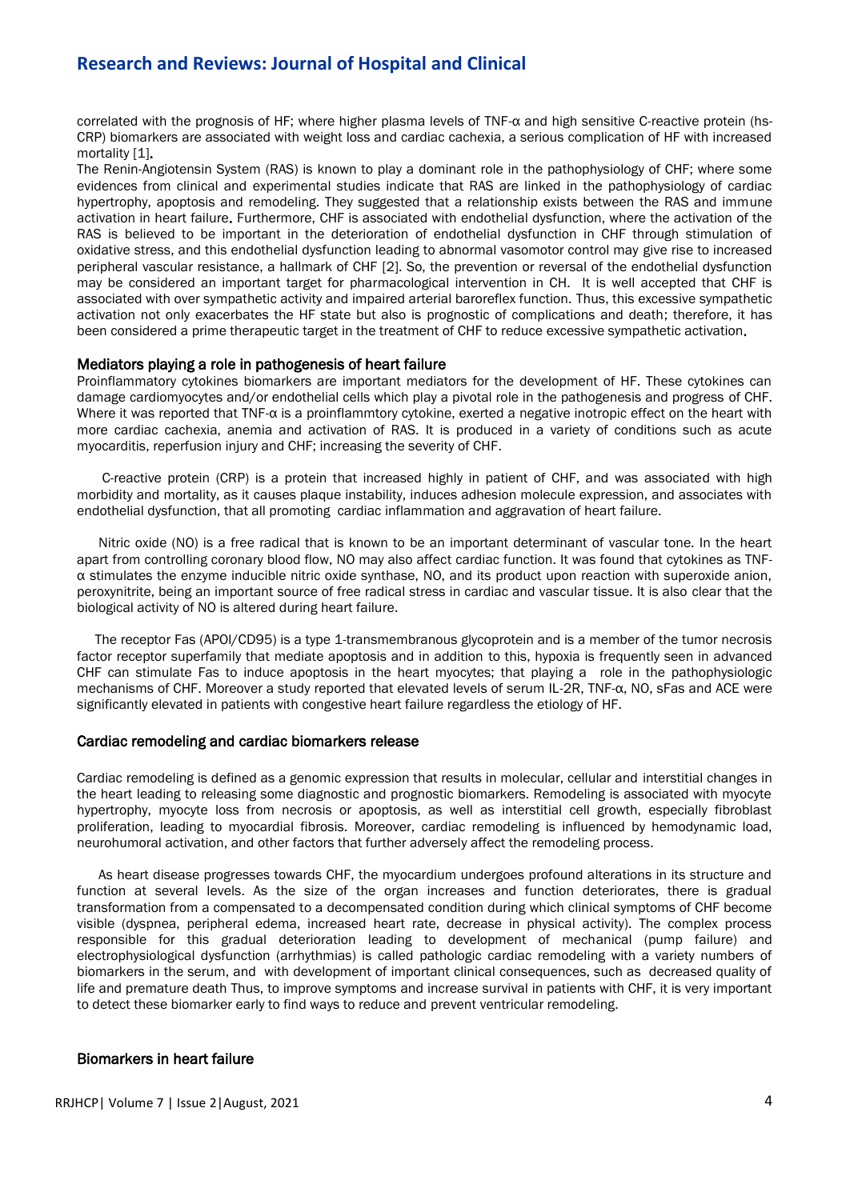correlated with the prognosis of HF; where higher plasma levels of TNF-α and high sensitive C-reactive protein (hs-CRP) biomarkers are associated with weight loss and cardiac cachexia, a serious complication of HF with increased mortality [1].

The Renin-Angiotensin System (RAS) is known to play a dominant role in the pathophysiology of CHF; where some evidences from clinical and experimental studies indicate that RAS are linked in the pathophysiology of cardiac hypertrophy, apoptosis and remodeling. They suggested that a relationship exists between the RAS and immune activation in heart failure. Furthermore, CHF is associated with endothelial dysfunction, where the activation of the RAS is believed to be important in the deterioration of endothelial dysfunction in CHF through stimulation of oxidative stress, and this endothelial dysfunction leading to abnormal vasomotor control may give rise to increased peripheral vascular resistance, a hallmark of CHF [2]. So, the prevention or reversal of the endothelial dysfunction may be considered an important target for pharmacological intervention in CH. It is well accepted that CHF is associated with over sympathetic activity and impaired arterial baroreflex function. Thus, this excessive sympathetic activation not only exacerbates the HF state but also is prognostic of complications and death; therefore, it has been considered a prime therapeutic target in the treatment of CHF to reduce excessive sympathetic activation.

## Mediators playing a role in pathogenesis of heart failure

Proinflammatory cytokines biomarkers are important mediators for the development of HF. These cytokines can damage cardiomyocytes and/or endothelial cells which play a pivotal role in the pathogenesis and progress of CHF. Where it was reported that TNF-α is a proinflammtory cytokine, exerted a negative inotropic effect on the heart with more cardiac cachexia, anemia and activation of RAS. It is produced in a variety of conditions such as acute myocarditis, reperfusion injury and CHF; increasing the severity of CHF.

C-reactive protein (CRP) is a protein that increased highly in patient of CHF, and was associated with high morbidity and mortality, as it causes plaque instability, induces adhesion molecule expression, and associates with endothelial dysfunction, that all promoting cardiac inflammation and aggravation of heart failure.

Nitric oxide (NO) is a free radical that is known to be an important determinant of vascular tone. In the heart apart from controlling coronary blood flow, NO may also affect cardiac function. It was found that cytokines as TNF-α stimulates the enzyme inducible nitric oxide synthase, NO, and its product upon reaction with superoxide anion, peroxynitrite, being an important source of free radical stress in cardiac and vascular tissue. It is also clear that the biological activity of NO is altered during heart failure.

The receptor Fas (APOI/CD95) is a type 1-transmembranous glycoprotein and is a member of the tumor necrosis factor receptor superfamily that mediate apoptosis and in addition to this, hypoxia is frequently seen in advanced CHF can stimulate Fas to induce apoptosis in the heart myocytes; that playing a role in the pathophysiologic mechanisms of CHF. Moreover a study reported that elevated levels of serum IL-2R, TNF-α, NO, sFas and ACE were significantly elevated in patients with congestive heart failure regardless the etiology of HF.

## Cardiac remodeling and cardiac biomarkers release

Cardiac remodeling is defined as a genomic expression that results in molecular, cellular and interstitial changes in the heart leading to releasing some diagnostic and prognostic biomarkers. Remodeling is associated with myocyte hypertrophy, myocyte loss from necrosis or apoptosis, as well as interstitial cell growth, especially fibroblast proliferation, leading to myocardial fibrosis. Moreover, cardiac remodeling is influenced by hemodynamic load, neurohumoral activation, and other factors that further adversely affect the remodeling process.

As heart disease progresses towards CHF, the myocardium undergoes profound alterations in its structure and function at several levels. As the size of the organ increases and function deteriorates, there is gradual transformation from a compensated to a decompensated condition during which clinical symptoms of CHF become visible (dyspnea, peripheral edema, increased heart rate, decrease in physical activity). The complex process responsible for this gradual deterioration leading to development of mechanical (pump failure) and electrophysiological dysfunction (arrhythmias) is called pathologic cardiac remodeling with a variety numbers of biomarkers in the serum, and with development of important clinical consequences, such as decreased quality of life and premature death Thus, to improve symptoms and increase survival in patients with CHF, it is very important to detect these biomarker early to find ways to reduce and prevent ventricular remodeling.

## Biomarkers in heart failure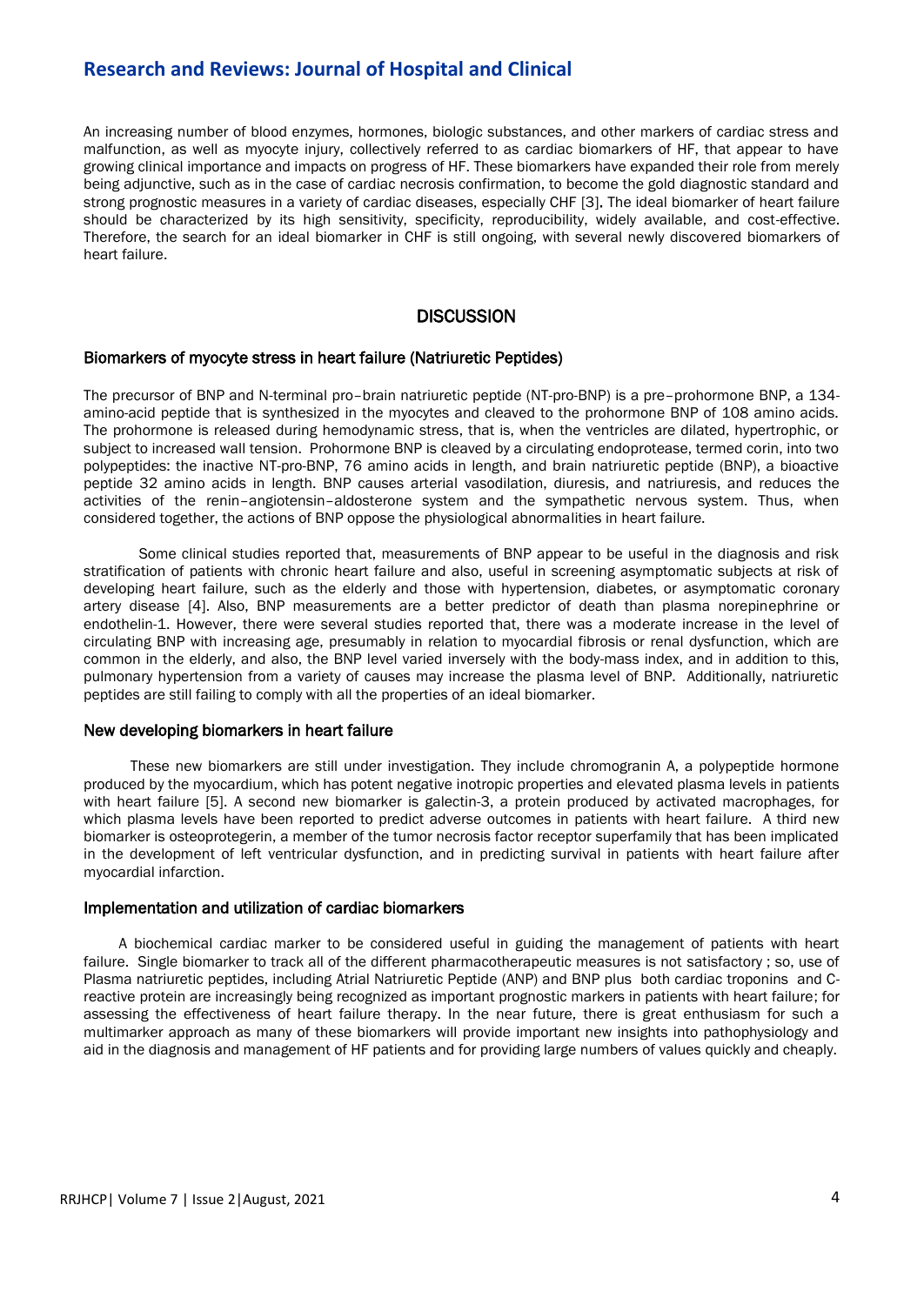An increasing number of blood enzymes, hormones, biologic substances, and other markers of cardiac stress and malfunction, as well as myocyte injury, collectively referred to as cardiac biomarkers of HF, that appear to have growing clinical importance and impacts on progress of HF. These biomarkers have expanded their role from merely being adjunctive, such as in the case of cardiac necrosis confirmation, to become the gold diagnostic standard and strong prognostic measures in a variety of cardiac diseases, especially CHF [3]. The ideal biomarker of heart failure should be characterized by its high sensitivity, specificity, reproducibility, widely available, and cost-effective. Therefore, the search for an ideal biomarker in CHF is still ongoing, with several newly discovered biomarkers of heart failure.

## DISCUSSION

### Biomarkers of myocyte stress in heart failure (Natriuretic Peptides)

The precursor of BNP and N-terminal pro–brain natriuretic peptide (NT-pro-BNP) is a pre–prohormone BNP, a 134-amino-acid peptide that is synthesized in the myocytes and cleaved to the prohormone BNP of 108 amino acids. The prohormone is released during hemodynamic stress, that is, when the ventricles are dilated, hypertrophic, or subject to increased wall tension. Prohormone BNP is cleaved by a circulating endoprotease, termed corin, into two polypeptides: the inactive NT-pro-BNP, 76 amino acids in length, and brain natriuretic peptide (BNP), a bioactive peptide 32 amino acids in length. BNP causes arterial vasodilation, diuresis, and natriuresis, and reduces the activities of the renin–angiotensin–aldosterone system and the sympathetic nervous system. Thus, when considered together, the actions of BNP oppose the physiological abnormalities in heart failure.

Some clinical studies reported that, measurements of BNP appear to be useful in the diagnosis and risk stratification of patients with chronic heart failure and also, useful in screening asymptomatic subjects at risk of developing heart failure, such as the elderly and those with hypertension, diabetes, or asymptomatic coronary artery disease [4]. Also, BNP measurements are a better predictor of death than plasma norepinephrine or endothelin-1. However, there were several studies reported that, there was a moderate increase in the level of circulating BNP with increasing age, presumably in relation to myocardial fibrosis or renal dysfunction, which are common in the elderly, and also, the BNP level varied inversely with the body-mass index, and in addition to this, pulmonary hypertension from a variety of causes may increase the plasma level of BNP. Additionally, natriuretic peptides are still failing to comply with all the properties of an ideal biomarker.

### New developing biomarkers in heart failure

These new biomarkers are still under investigation. They include chromogranin A, a polypeptide hormone produced by the myocardium, which has potent negative inotropic properties and elevated plasma levels in patients with heart failure [5]. A second new biomarker is galectin-3, a protein produced by activated macrophages, for which plasma levels have been reported to predict adverse outcomes in patients with heart failure. A third new biomarker is osteoprotegerin, a member of the tumor necrosis factor receptor superfamily that has been implicated in the development of left ventricular dysfunction, and in predicting survival in patients with heart failure after myocardial infarction.

### Implementation and utilization of cardiac biomarkers

A biochemical cardiac marker to be considered useful in guiding the management of patients with heart failure. Single biomarker to track all of the different pharmacotherapeutic measures is not satisfactory ; so, use of Plasma natriuretic peptides, including Atrial Natriuretic Peptide (ANP) and BNP plus both cardiac troponins and C-reactive protein are increasingly being recognized as important prognostic markers in patients with heart failure; for assessing the effectiveness of heart failure therapy. In the near future, there is great enthusiasm for such a multimarker approach as many of these biomarkers will provide important new insights into pathophysiology and aid in the diagnosis and management of HF patients and for providing large numbers of values quickly and cheaply.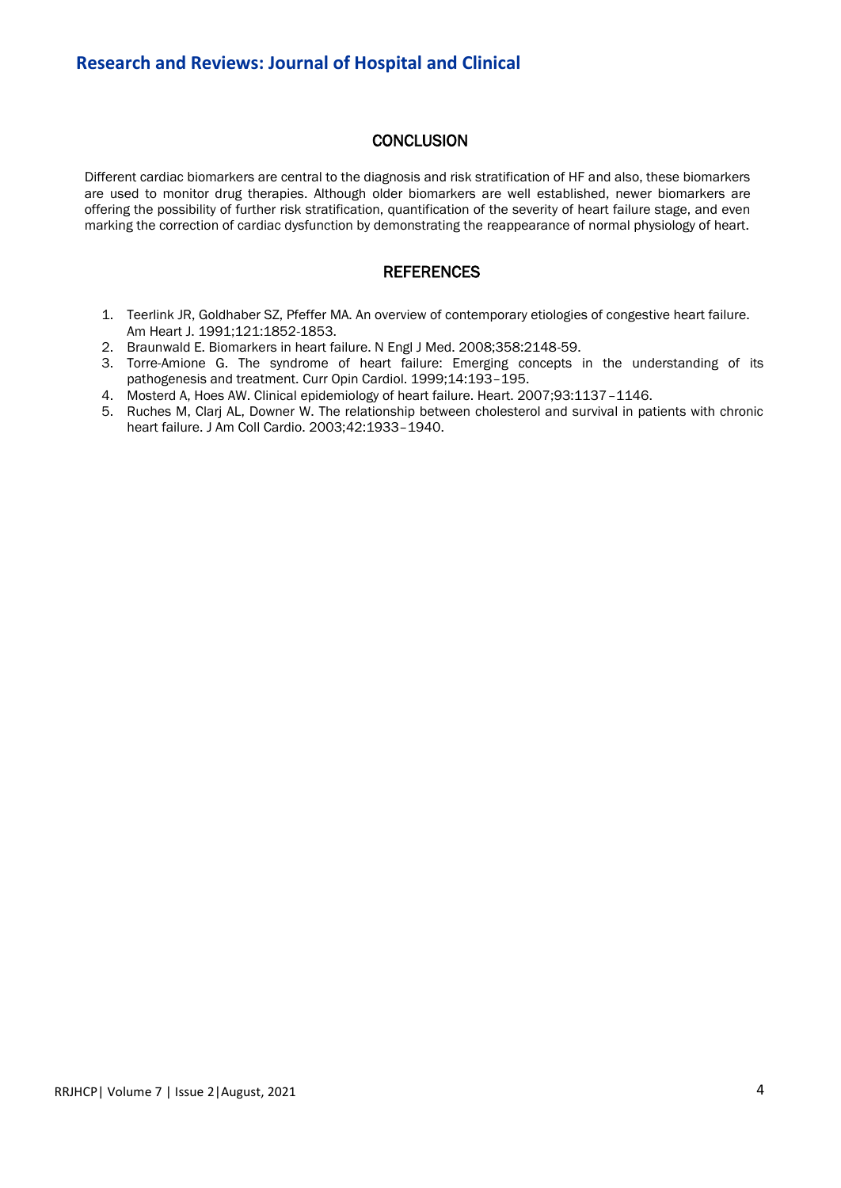## CONCLUSION

Different cardiac biomarkers are central to the diagnosis and risk stratification of HF and also, these biomarkers are used to monitor drug therapies. Although older biomarkers are well established, newer biomarkers are offering the possibility of further risk stratification, quantification of the severity of heart failure stage, and even marking the correction of cardiac dysfunction by demonstrating the reappearance of normal physiology of heart.

## REFERENCES

1. Teerlink JR, Goldhaber SZ, Pfeffer MA. An overview of contemporary etiologies of congestive heart failure. Am Heart J. 1991;121:1852-1853.
2. Braunwald E. Biomarkers in heart failure. N Engl J Med. 2008;358:2148-59.
3. Torre-Amione G. The syndrome of heart failure: Emerging concepts in the understanding of its pathogenesis and treatment. Curr Opin Cardiol. 1999;14:193–195.
4. Mosterd A, Hoes AW. Clinical epidemiology of heart failure. Heart. 2007;93:1137–1146.
5. Ruches M, Clarj AL, Downer W. The relationship between cholesterol and survival in patients with chronic heart failure. J Am Coll Cardio. 2003;42:1933–1940.